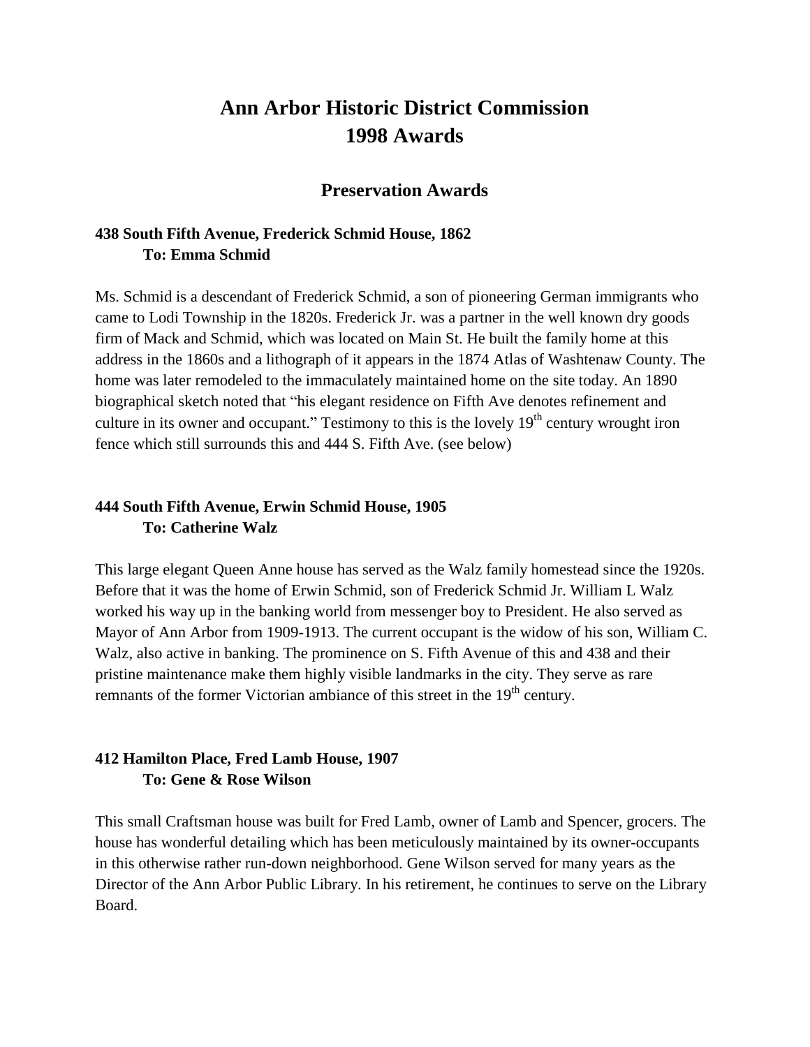# Ann Arbor Historic District Commission 1998 Awards

## Preservation Awards

**438 South Fifth Avenue, Frederick Schmid House, 1862**
**To: Emma Schmid**

Ms. Schmid is a descendant of Frederick Schmid, a son of pioneering German immigrants who came to Lodi Township in the 1820s. Frederick Jr. was a partner in the well known dry goods firm of Mack and Schmid, which was located on Main St. He built the family home at this address in the 1860s and a lithograph of it appears in the 1874 Atlas of Washtenaw County. The home was later remodeled to the immaculately maintained home on the site today. An 1890 biographical sketch noted that "his elegant residence on Fifth Ave denotes refinement and culture in its owner and occupant." Testimony to this is the lovely 19th century wrought iron fence which still surrounds this and 444 S. Fifth Ave. (see below)

**444 South Fifth Avenue, Erwin Schmid House, 1905**
**To: Catherine Walz**

This large elegant Queen Anne house has served as the Walz family homestead since the 1920s. Before that it was the home of Erwin Schmid, son of Frederick Schmid Jr. William L Walz worked his way up in the banking world from messenger boy to President. He also served as Mayor of Ann Arbor from 1909-1913. The current occupant is the widow of his son, William C. Walz, also active in banking. The prominence on S. Fifth Avenue of this and 438 and their pristine maintenance make them highly visible landmarks in the city. They serve as rare remnants of the former Victorian ambiance of this street in the 19th century.

**412 Hamilton Place, Fred Lamb House, 1907**
**To: Gene & Rose Wilson**

This small Craftsman house was built for Fred Lamb, owner of Lamb and Spencer, grocers. The house has wonderful detailing which has been meticulously maintained by its owner-occupants in this otherwise rather run-down neighborhood. Gene Wilson served for many years as the Director of the Ann Arbor Public Library. In his retirement, he continues to serve on the Library Board.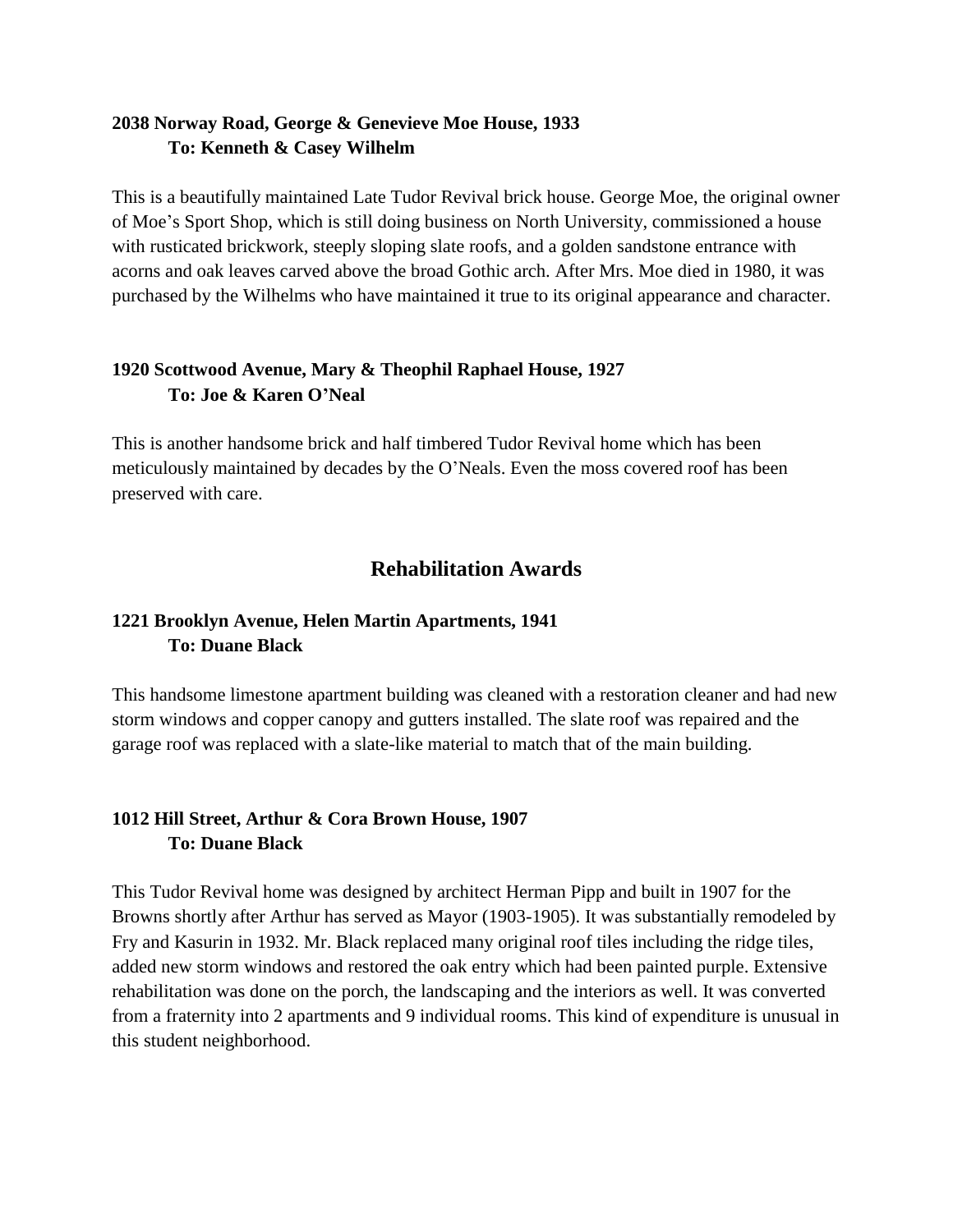**2038 Norway Road, George & Genevieve Moe House, 1933**
**To: Kenneth & Casey Wilhelm**

This is a beautifully maintained Late Tudor Revival brick house. George Moe, the original owner of Moe's Sport Shop, which is still doing business on North University, commissioned a house with rusticated brickwork, steeply sloping slate roofs, and a golden sandstone entrance with acorns and oak leaves carved above the broad Gothic arch. After Mrs. Moe died in 1980, it was purchased by the Wilhelms who have maintained it true to its original appearance and character.

**1920 Scottwood Avenue, Mary & Theophil Raphael House, 1927**
**To: Joe & Karen O'Neal**

This is another handsome brick and half timbered Tudor Revival home which has been meticulously maintained by decades by the O'Neals. Even the moss covered roof has been preserved with care.

## Rehabilitation Awards

**1221 Brooklyn Avenue, Helen Martin Apartments, 1941**
**To: Duane Black**

This handsome limestone apartment building was cleaned with a restoration cleaner and had new storm windows and copper canopy and gutters installed. The slate roof was repaired and the garage roof was replaced with a slate-like material to match that of the main building.

**1012 Hill Street, Arthur & Cora Brown House, 1907**
**To: Duane Black**

This Tudor Revival home was designed by architect Herman Pipp and built in 1907 for the Browns shortly after Arthur has served as Mayor (1903-1905). It was substantially remodeled by Fry and Kasurin in 1932. Mr. Black replaced many original roof tiles including the ridge tiles, added new storm windows and restored the oak entry which had been painted purple. Extensive rehabilitation was done on the porch, the landscaping and the interiors as well. It was converted from a fraternity into 2 apartments and 9 individual rooms. This kind of expenditure is unusual in this student neighborhood.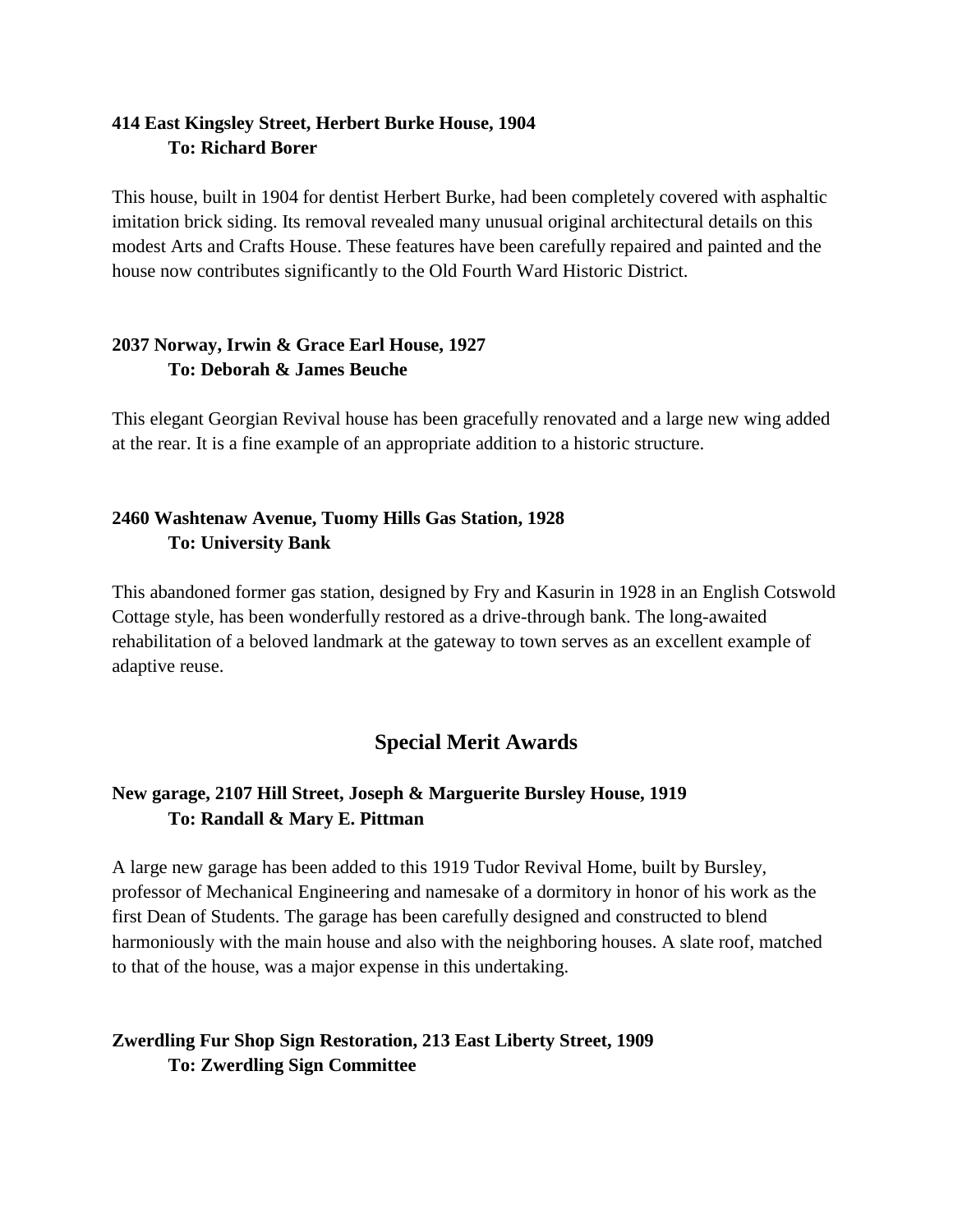**414 East Kingsley Street, Herbert Burke House, 1904**
**To: Richard Borer**

This house, built in 1904 for dentist Herbert Burke, had been completely covered with asphaltic imitation brick siding. Its removal revealed many unusual original architectural details on this modest Arts and Crafts House. These features have been carefully repaired and painted and the house now contributes significantly to the Old Fourth Ward Historic District.

**2037 Norway, Irwin & Grace Earl House, 1927**
**To: Deborah & James Beuche**

This elegant Georgian Revival house has been gracefully renovated and a large new wing added at the rear. It is a fine example of an appropriate addition to a historic structure.

**2460 Washtenaw Avenue, Tuomy Hills Gas Station, 1928**
**To: University Bank**

This abandoned former gas station, designed by Fry and Kasurin in 1928 in an English Cotswold Cottage style, has been wonderfully restored as a drive-through bank. The long-awaited rehabilitation of a beloved landmark at the gateway to town serves as an excellent example of adaptive reuse.

## Special Merit Awards

**New garage, 2107 Hill Street, Joseph & Marguerite Bursley House, 1919**
**To: Randall & Mary E. Pittman**

A large new garage has been added to this 1919 Tudor Revival Home, built by Bursley, professor of Mechanical Engineering and namesake of a dormitory in honor of his work as the first Dean of Students. The garage has been carefully designed and constructed to blend harmoniously with the main house and also with the neighboring houses. A slate roof, matched to that of the house, was a major expense in this undertaking.

**Zwerdling Fur Shop Sign Restoration, 213 East Liberty Street, 1909**
**To: Zwerdling Sign Committee**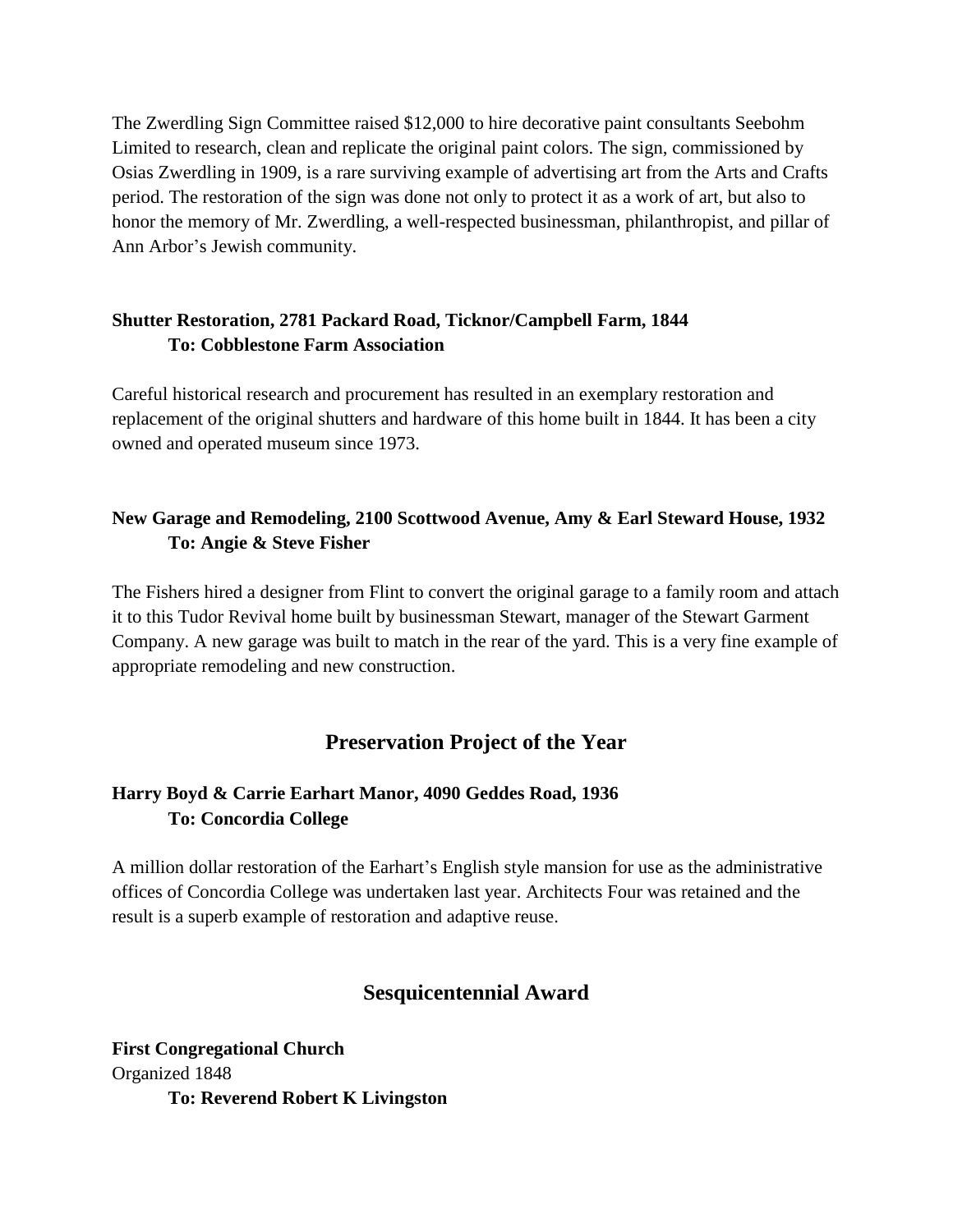The Zwerdling Sign Committee raised $12,000 to hire decorative paint consultants Seebohm Limited to research, clean and replicate the original paint colors. The sign, commissioned by Osias Zwerdling in 1909, is a rare surviving example of advertising art from the Arts and Crafts period. The restoration of the sign was done not only to protect it as a work of art, but also to honor the memory of Mr. Zwerdling, a well-respected businessman, philanthropist, and pillar of Ann Arbor's Jewish community.

**Shutter Restoration, 2781 Packard Road, Ticknor/Campbell Farm, 1844**
**To: Cobblestone Farm Association**

Careful historical research and procurement has resulted in an exemplary restoration and replacement of the original shutters and hardware of this home built in 1844. It has been a city owned and operated museum since 1973.

**New Garage and Remodeling, 2100 Scottwood Avenue, Amy & Earl Steward House, 1932**
**To: Angie & Steve Fisher**

The Fishers hired a designer from Flint to convert the original garage to a family room and attach it to this Tudor Revival home built by businessman Stewart, manager of the Stewart Garment Company. A new garage was built to match in the rear of the yard. This is a very fine example of appropriate remodeling and new construction.

## Preservation Project of the Year

**Harry Boyd & Carrie Earhart Manor, 4090 Geddes Road, 1936**
**To: Concordia College**

A million dollar restoration of the Earhart's English style mansion for use as the administrative offices of Concordia College was undertaken last year. Architects Four was retained and the result is a superb example of restoration and adaptive reuse.

## Sesquicentennial Award

**First Congregational Church**
Organized 1848
**To: Reverend Robert K Livingston**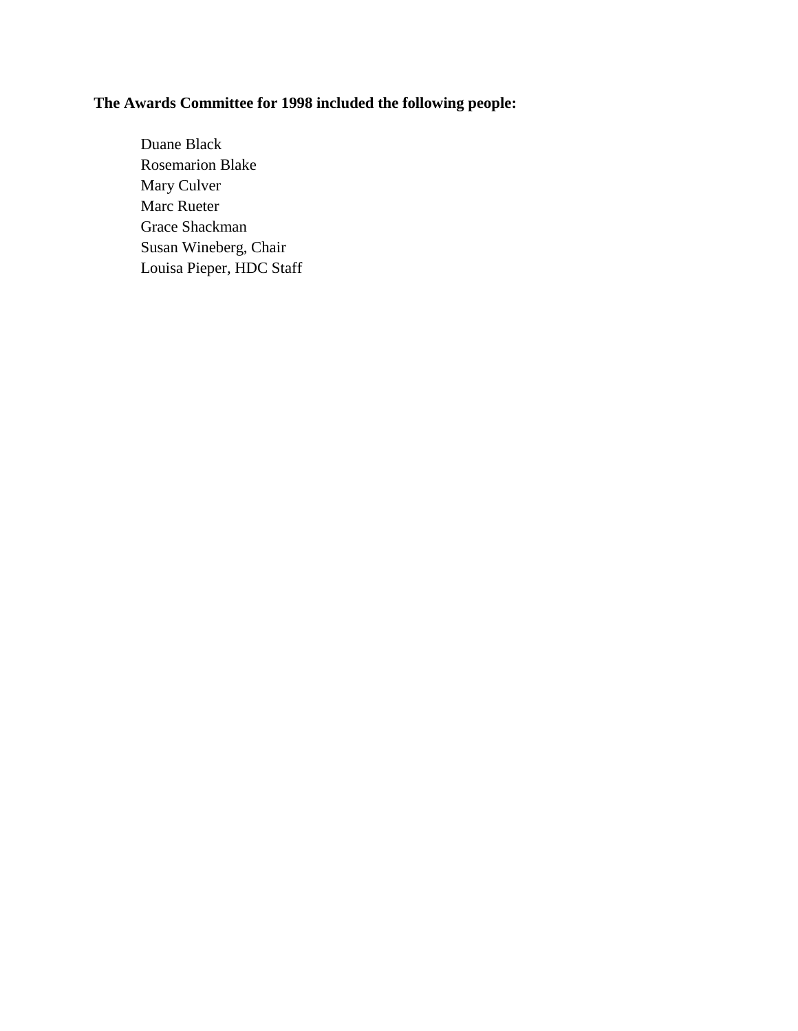**The Awards Committee for 1998 included the following people:**

Duane Black
Rosemarion Blake
Mary Culver
Marc Rueter
Grace Shackman
Susan Wineberg, Chair
Louisa Pieper, HDC Staff